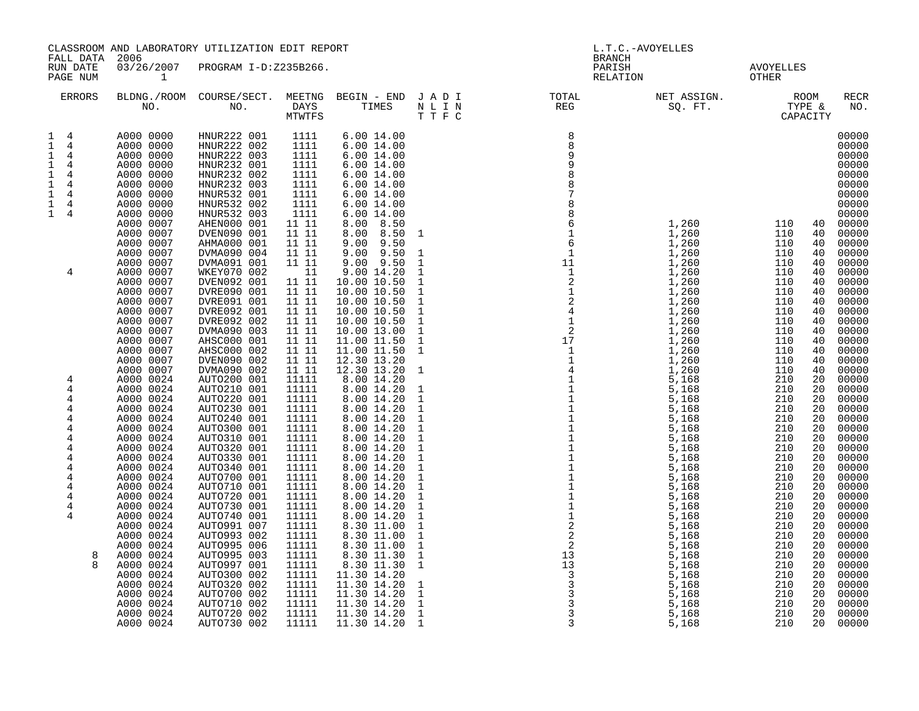CLASSROOM AND LABORATORY UTILIZATION EDIT REPORT
FALL DATA 2006
RUN DATE 03/26/2007 PROGRAM I-D:Z235B266.
PAGE NUM 1

L.T.C.-AVOYELLES
BRANCH
PARISH AVOYELLES
RELATION OTHER

| ERRORS | BLDNG./ROOM NO. | COURSE/SECT. NO. | MEETNG DAYS MTWTFS | BEGIN - END TIMES | J A D I N L I N T T F C | TOTAL REG | NET ASSIGN. SQ. FT. | ROOM TYPE & | CAPACITY | RECR NO. |
|---|---|---|---|---|---|---|---|---|---|---|
| 1 4 | A000 0000 | HNUR222 001 | 1111 | 6.00 14.00 | | 8 | | | | 00000 |
| 1 4 | A000 0000 | HNUR222 002 | 1111 | 6.00 14.00 | | 8 | | | | 00000 |
| 1 4 | A000 0000 | HNUR222 003 | 1111 | 6.00 14.00 | | 9 | | | | 00000 |
| 1 4 | A000 0000 | HNUR232 001 | 1111 | 6.00 14.00 | | 9 | | | | 00000 |
| 1 4 | A000 0000 | HNUR232 002 | 1111 | 6.00 14.00 | | 8 | | | | 00000 |
| 1 4 | A000 0000 | HNUR232 003 | 1111 | 6.00 14.00 | | 8 | | | | 00000 |
| 1 4 | A000 0000 | HNUR532 001 | 1111 | 6.00 14.00 | | 7 | | | | 00000 |
| 1 4 | A000 0000 | HNUR532 002 | 1111 | 6.00 14.00 | | 8 | | | | 00000 |
| 1 4 | A000 0000 | HNUR532 003 | 1111 | 6.00 14.00 | | 8 | | | | 00000 |
| | A000 0007 | AHEN000 001 | 11 11 | 8.00 8.50 | | 6 | 1,260 | 110 | 40 | 00000 |
| | A000 0007 | DVEN090 001 | 11 11 | 8.00 8.50 | 1 | 1 | 1,260 | 110 | 40 | 00000 |
| | A000 0007 | AHMA000 001 | 11 11 | 9.00 9.50 | | 6 | 1,260 | 110 | 40 | 00000 |
| | A000 0007 | DVMA090 004 | 11 11 | 9.00 9.50 | 1 | 1 | 1,260 | 110 | 40 | 00000 |
| | A000 0007 | DVMA091 001 | 11 11 | 9.00 9.50 | 1 | 11 | 1,260 | 110 | 40 | 00000 |
| 4 | A000 0007 | WKEY070 002 | 11 | 9.00 14.20 | 1 | 1 | 1,260 | 110 | 40 | 00000 |
| | A000 0007 | DVEN092 001 | 11 11 | 10.00 10.50 | 1 | 2 | 1,260 | 110 | 40 | 00000 |
| | A000 0007 | DVRE090 001 | 11 11 | 10.00 10.50 | 1 | 1 | 1,260 | 110 | 40 | 00000 |
| | A000 0007 | DVRE091 001 | 11 11 | 10.00 10.50 | 1 | 2 | 1,260 | 110 | 40 | 00000 |
| | A000 0007 | DVRE092 001 | 11 11 | 10.00 10.50 | 1 | 4 | 1,260 | 110 | 40 | 00000 |
| | A000 0007 | DVRE092 002 | 11 11 | 10.00 10.50 | 1 | 1 | 1,260 | 110 | 40 | 00000 |
| | A000 0007 | DVMA090 003 | 11 11 | 10.00 13.00 | 1 | 2 | 1,260 | 110 | 40 | 00000 |
| | A000 0007 | AHSC000 001 | 11 11 | 11.00 11.50 | 1 | 17 | 1,260 | 110 | 40 | 00000 |
| | A000 0007 | AHSC000 002 | 11 11 | 11.00 11.50 | 1 | 1 | 1,260 | 110 | 40 | 00000 |
| | A000 0007 | DVEN090 002 | 11 11 | 12.30 13.20 | | 1 | 1,260 | 110 | 40 | 00000 |
| | A000 0007 | DVMA090 002 | 11 11 | 12.30 13.20 | 1 | 4 | 1,260 | 110 | 40 | 00000 |
| 4 | A000 0024 | AUTO200 001 | 11111 | 8.00 14.20 | | 1 | 5,168 | 210 | 20 | 00000 |
| 4 | A000 0024 | AUTO210 001 | 11111 | 8.00 14.20 | 1 | 1 | 5,168 | 210 | 20 | 00000 |
| 4 | A000 0024 | AUTO220 001 | 11111 | 8.00 14.20 | 1 | 1 | 5,168 | 210 | 20 | 00000 |
| 4 | A000 0024 | AUTO230 001 | 11111 | 8.00 14.20 | 1 | 1 | 5,168 | 210 | 20 | 00000 |
| 4 | A000 0024 | AUTO240 001 | 11111 | 8.00 14.20 | 1 | 1 | 5,168 | 210 | 20 | 00000 |
| 4 | A000 0024 | AUTO300 001 | 11111 | 8.00 14.20 | 1 | 1 | 5,168 | 210 | 20 | 00000 |
| 4 | A000 0024 | AUTO310 001 | 11111 | 8.00 14.20 | 1 | 1 | 5,168 | 210 | 20 | 00000 |
| 4 | A000 0024 | AUTO320 001 | 11111 | 8.00 14.20 | 1 | 1 | 5,168 | 210 | 20 | 00000 |
| 4 | A000 0024 | AUTO330 001 | 11111 | 8.00 14.20 | 1 | 1 | 5,168 | 210 | 20 | 00000 |
| 4 | A000 0024 | AUTO340 001 | 11111 | 8.00 14.20 | 1 | 1 | 5,168 | 210 | 20 | 00000 |
| 4 | A000 0024 | AUTO700 001 | 11111 | 8.00 14.20 | 1 | 1 | 5,168 | 210 | 20 | 00000 |
| 4 | A000 0024 | AUTO710 001 | 11111 | 8.00 14.20 | 1 | 1 | 5,168 | 210 | 20 | 00000 |
| 4 | A000 0024 | AUTO720 001 | 11111 | 8.00 14.20 | 1 | 1 | 5,168 | 210 | 20 | 00000 |
| 4 | A000 0024 | AUTO730 001 | 11111 | 8.00 14.20 | 1 | 1 | 5,168 | 210 | 20 | 00000 |
| 4 | A000 0024 | AUTO740 001 | 11111 | 8.00 14.20 | 1 | 1 | 5,168 | 210 | 20 | 00000 |
| | A000 0024 | AUTO991 007 | 11111 | 8.30 11.00 | 1 | 2 | 5,168 | 210 | 20 | 00000 |
| | A000 0024 | AUTO993 002 | 11111 | 8.30 11.00 | 1 | 2 | 5,168 | 210 | 20 | 00000 |
| | A000 0024 | AUTO995 006 | 11111 | 8.30 11.00 | 1 | 2 | 5,168 | 210 | 20 | 00000 |
| 8 | A000 0024 | AUTO995 003 | 11111 | 8.30 11.30 | 1 | 13 | 5,168 | 210 | 20 | 00000 |
| 8 | A000 0024 | AUTO997 001 | 11111 | 8.30 11.30 | 1 | 13 | 5,168 | 210 | 20 | 00000 |
| | A000 0024 | AUTO300 002 | 11111 | 11.30 14.20 | | 3 | 5,168 | 210 | 20 | 00000 |
| | A000 0024 | AUTO320 002 | 11111 | 11.30 14.20 | 1 | 3 | 5,168 | 210 | 20 | 00000 |
| | A000 0024 | AUTO700 002 | 11111 | 11.30 14.20 | 1 | 3 | 5,168 | 210 | 20 | 00000 |
| | A000 0024 | AUTO710 002 | 11111 | 11.30 14.20 | 1 | 3 | 5,168 | 210 | 20 | 00000 |
| | A000 0024 | AUTO720 002 | 11111 | 11.30 14.20 | 1 | 3 | 5,168 | 210 | 20 | 00000 |
| | A000 0024 | AUTO730 002 | 11111 | 11.30 14.20 | 1 | 3 | 5,168 | 210 | 20 | 00000 |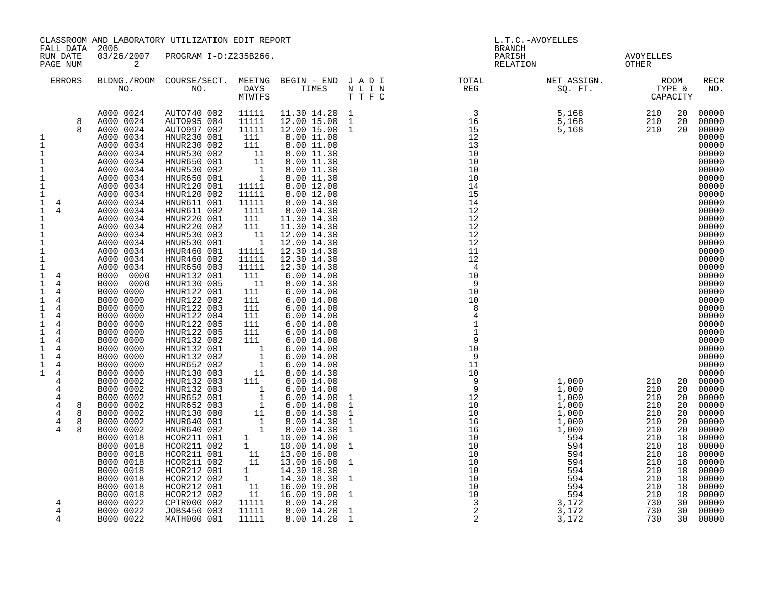CLASSROOM AND LABORATORY UTILIZATION EDIT REPORT
FALL DATA 2006
RUN DATE 03/26/2007 PROGRAM I-D:Z235B266.

L.T.C.-AVOYELLES
BRANCH
PARISH AVOYELLES
RELATION OTHER

| ERRORS | | | BLDNG./ROOM NO. | COURSE/SECT. NO. | MEETNG DAYS MTWTFS | BEGIN - END TIMES | J A D I N L I N T T F C | TOTAL REG | NET ASSIGN. SQ. FT. | ROOM TYPE & CAPACITY | | RECR NO. |
|---|---|---|---|---|---|---|---|---|---|---|---|---|
| | | | A000 0024 | AUTO740 002 | 11111 | 11.30 14.20 | 1 | 3 | 5,168 | 210 | 20 | 00000 |
| | | 8 | A000 0024 | AUTO995 004 | 11111 | 12.00 15.00 | 1 | 16 | 5,168 | 210 | 20 | 00000 |
| | | 8 | A000 0024 | AUTO997 002 | 11111 | 12.00 15.00 | 1 | 15 | 5,168 | 210 | 20 | 00000 |
| 1 | | | A000 0034 | HNUR230 001 | 111 | 8.00 11.00 | | 12 | | | | 00000 |
| 1 | | | A000 0034 | HNUR230 002 | 111 | 8.00 11.00 | | 13 | | | | 00000 |
| 1 | | | A000 0034 | HNUR530 002 | 11 | 8.00 11.30 | | 10 | | | | 00000 |
| 1 | | | A000 0034 | HNUR650 001 | 11 | 8.00 11.30 | | 10 | | | | 00000 |
| 1 | | | A000 0034 | HNUR530 002 | 1 | 8.00 11.30 | | 10 | | | | 00000 |
| 1 | | | A000 0034 | HNUR650 001 | 1 | 8.00 11.30 | | 10 | | | | 00000 |
| 1 | | | A000 0034 | HNUR120 001 | 11111 | 8.00 12.00 | | 14 | | | | 00000 |
| 1 | | | A000 0034 | HNUR120 002 | 11111 | 8.00 12.00 | | 15 | | | | 00000 |
| 1 | 4 | | A000 0034 | HNUR611 001 | 11111 | 8.00 14.30 | | 14 | | | | 00000 |
| 1 | 4 | | A000 0034 | HNUR611 002 | 1111 | 8.00 14.30 | | 12 | | | | 00000 |
| 1 | | | A000 0034 | HNUR220 001 | 111 | 11.30 14.30 | | 12 | | | | 00000 |
| 1 | | | A000 0034 | HNUR220 002 | 111 | 11.30 14.30 | | 12 | | | | 00000 |
| 1 | | | A000 0034 | HNUR530 003 | 11 | 12.00 14.30 | | 12 | | | | 00000 |
| 1 | | | A000 0034 | HNUR530 001 | 1 | 12.00 14.30 | | 12 | | | | 00000 |
| 1 | | | A000 0034 | HNUR460 001 | 11111 | 12.30 14.30 | | 11 | | | | 00000 |
| 1 | | | A000 0034 | HNUR460 002 | 11111 | 12.30 14.30 | | 12 | | | | 00000 |
| 1 | | | A000 0034 | HNUR650 003 | 11111 | 12.30 14.30 | | 4 | | | | 00000 |
| 1 | 4 | | B000 0000 | HNUR132 001 | 111 | 6.00 14.00 | | 10 | | | | 00000 |
| 1 | 4 | | B000 0000 | HNUR130 005 | 11 | 8.00 14.30 | | 9 | | | | 00000 |
| 1 | 4 | | B000 0000 | HNUR122 001 | 111 | 6.00 14.00 | | 10 | | | | 00000 |
| 1 | 4 | | B000 0000 | HNUR122 002 | 111 | 6.00 14.00 | | 10 | | | | 00000 |
| 1 | 4 | | B000 0000 | HNUR122 003 | 111 | 6.00 14.00 | | 8 | | | | 00000 |
| 1 | 4 | | B000 0000 | HNUR122 004 | 111 | 6.00 14.00 | | 4 | | | | 00000 |
| 1 | 4 | | B000 0000 | HNUR122 005 | 111 | 6.00 14.00 | | 1 | | | | 00000 |
| 1 | 4 | | B000 0000 | HNUR122 005 | 111 | 6.00 14.00 | | 1 | | | | 00000 |
| 1 | 4 | | B000 0000 | HNUR132 002 | 111 | 6.00 14.00 | | 9 | | | | 00000 |
| 1 | 4 | | B000 0000 | HNUR132 001 | 1 | 6.00 14.00 | | 10 | | | | 00000 |
| 1 | 4 | | B000 0000 | HNUR132 002 | 1 | 6.00 14.00 | | 9 | | | | 00000 |
| 1 | 4 | | B000 0000 | HNUR652 002 | 1 | 6.00 14.00 | | 11 | | | | 00000 |
| 1 | 4 | | B000 0000 | HNUR130 003 | 11 | 8.00 14.30 | | 10 | | | | 00000 |
| | 4 | | B000 0002 | HNUR132 003 | 111 | 6.00 14.00 | | 9 | 1,000 | 210 | 20 | 00000 |
| | 4 | | B000 0002 | HNUR132 003 | 1 | 6.00 14.00 | | 9 | 1,000 | 210 | 20 | 00000 |
| | 4 | | B000 0002 | HNUR652 001 | 1 | 6.00 14.00 | 1 | 12 | 1,000 | 210 | 20 | 00000 |
| | 4 | 8 | B000 0002 | HNUR652 003 | 1 | 6.00 14.00 | 1 | 10 | 1,000 | 210 | 20 | 00000 |
| | 4 | 8 | B000 0002 | HNUR130 000 | 11 | 8.00 14.30 | 1 | 10 | 1,000 | 210 | 20 | 00000 |
| | 4 | 8 | B000 0002 | HNUR640 001 | 1 | 8.00 14.30 | 1 | 16 | 1,000 | 210 | 20 | 00000 |
| | 4 | 8 | B000 0002 | HNUR640 002 | 1 | 8.00 14.30 | 1 | 16 | 1,000 | 210 | 20 | 00000 |
| | | | B000 0018 | HCOR211 001 | 1 | 10.00 14.00 | | 10 | 594 | 210 | 18 | 00000 |
| | | | B000 0018 | HCOR211 002 | 1 | 10.00 14.00 | 1 | 10 | 594 | 210 | 18 | 00000 |
| | | | B000 0018 | HCOR211 001 | 11 | 13.00 16.00 | | 10 | 594 | 210 | 18 | 00000 |
| | | | B000 0018 | HCOR211 002 | 11 | 13.00 16.00 | 1 | 10 | 594 | 210 | 18 | 00000 |
| | | | B000 0018 | HCOR212 001 | 1 | 14.30 18.30 | | 10 | 594 | 210 | 18 | 00000 |
| | | | B000 0018 | HCOR212 002 | 1 | 14.30 18.30 | 1 | 10 | 594 | 210 | 18 | 00000 |
| | | | B000 0018 | HCOR212 001 | 11 | 16.00 19.00 | | 10 | 594 | 210 | 18 | 00000 |
| | | | B000 0018 | HCOR212 002 | 11 | 16.00 19.00 | 1 | 10 | 594 | 210 | 18 | 00000 |
| | 4 | | B000 0022 | CPTR000 002 | 11111 | 8.00 14.20 | | 3 | 3,172 | 730 | 30 | 00000 |
| | 4 | | B000 0022 | JOBS450 003 | 11111 | 8.00 14.20 | 1 | 2 | 3,172 | 730 | 30 | 00000 |
| | 4 | | B000 0022 | MATH000 001 | 11111 | 8.00 14.20 | 1 | 2 | 3,172 | 730 | 30 | 00000 |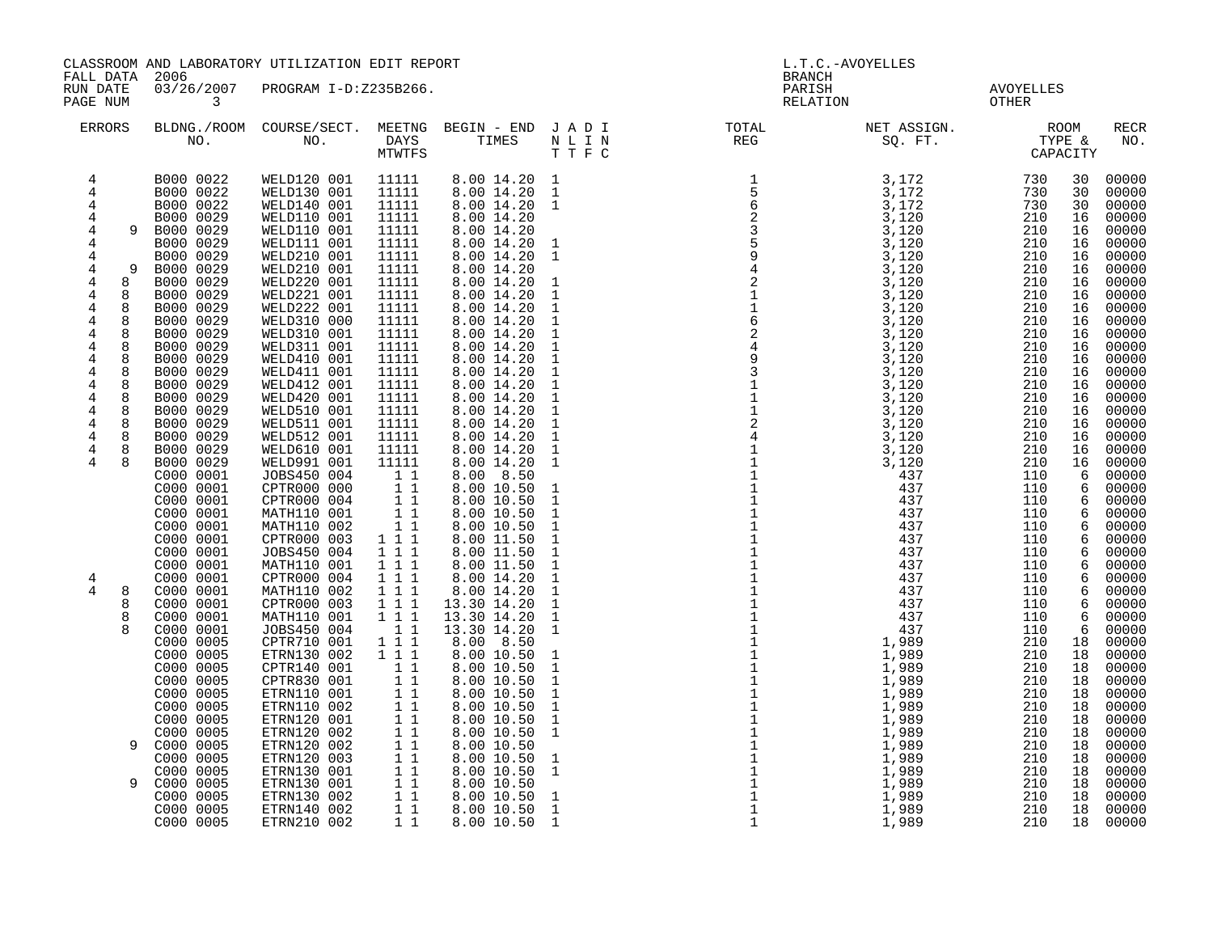CLASSROOM AND LABORATORY UTILIZATION EDIT REPORT
FALL DATA 2006
RUN DATE 03/26/2007 PROGRAM I-D:Z235B266.
PAGE NUM 3

L.T.C.-AVOYELLES
BRANCH
PARISH AVOYELLES
RELATION OTHER

| ERRORS | | BLDNG./ROOM NO. | COURSE/SECT. NO. | MEETNG DAYS MTWTFS | BEGIN - END TIMES | J A D I N L I N T T F C | TOTAL REG | NET ASSIGN. SQ. FT. | ROOM TYPE & | CAPACITY | RECR NO. |
|---|---|---|---|---|---|---|---|---|---|---|---|
| 4 | | B000 0022 | WELD120 001 | 11111 | 8.00 14.20 | 1 | 1 | 3,172 | 730 | 30 | 00000 |
| 4 | | B000 0022 | WELD130 001 | 11111 | 8.00 14.20 | 1 | 5 | 3,172 | 730 | 30 | 00000 |
| 4 | | B000 0022 | WELD140 001 | 11111 | 8.00 14.20 | 1 | 6 | 3,172 | 730 | 30 | 00000 |
| 4 | | B000 0029 | WELD110 001 | 11111 | 8.00 14.20 | | 2 | 3,120 | 210 | 16 | 00000 |
| 4 | 9 | B000 0029 | WELD110 001 | 11111 | 8.00 14.20 | | 3 | 3,120 | 210 | 16 | 00000 |
| 4 | | B000 0029 | WELD111 001 | 11111 | 8.00 14.20 | 1 | 5 | 3,120 | 210 | 16 | 00000 |
| 4 | | B000 0029 | WELD210 001 | 11111 | 8.00 14.20 | 1 | 9 | 3,120 | 210 | 16 | 00000 |
| 4 | 9 | B000 0029 | WELD210 001 | 11111 | 8.00 14.20 | | 4 | 3,120 | 210 | 16 | 00000 |
| 4 | 8 | B000 0029 | WELD220 001 | 11111 | 8.00 14.20 | 1 | 2 | 3,120 | 210 | 16 | 00000 |
| 4 | 8 | B000 0029 | WELD221 001 | 11111 | 8.00 14.20 | 1 | 1 | 3,120 | 210 | 16 | 00000 |
| 4 | 8 | B000 0029 | WELD222 001 | 11111 | 8.00 14.20 | 1 | 1 | 3,120 | 210 | 16 | 00000 |
| 4 | 8 | B000 0029 | WELD310 000 | 11111 | 8.00 14.20 | 1 | 6 | 3,120 | 210 | 16 | 00000 |
| 4 | 8 | B000 0029 | WELD310 001 | 11111 | 8.00 14.20 | 1 | 2 | 3,120 | 210 | 16 | 00000 |
| 4 | 8 | B000 0029 | WELD311 001 | 11111 | 8.00 14.20 | 1 | 4 | 3,120 | 210 | 16 | 00000 |
| 4 | 8 | B000 0029 | WELD410 001 | 11111 | 8.00 14.20 | 1 | 9 | 3,120 | 210 | 16 | 00000 |
| 4 | 8 | B000 0029 | WELD411 001 | 11111 | 8.00 14.20 | 1 | 3 | 3,120 | 210 | 16 | 00000 |
| 4 | 8 | B000 0029 | WELD412 001 | 11111 | 8.00 14.20 | 1 | 1 | 3,120 | 210 | 16 | 00000 |
| 4 | 8 | B000 0029 | WELD420 001 | 11111 | 8.00 14.20 | 1 | 1 | 3,120 | 210 | 16 | 00000 |
| 4 | 8 | B000 0029 | WELD510 001 | 11111 | 8.00 14.20 | 1 | 1 | 3,120 | 210 | 16 | 00000 |
| 4 | 8 | B000 0029 | WELD511 001 | 11111 | 8.00 14.20 | 1 | 2 | 3,120 | 210 | 16 | 00000 |
| 4 | 8 | B000 0029 | WELD512 001 | 11111 | 8.00 14.20 | 1 | 4 | 3,120 | 210 | 16 | 00000 |
| 4 | 8 | B000 0029 | WELD610 001 | 11111 | 8.00 14.20 | 1 | 1 | 3,120 | 210 | 16 | 00000 |
| 4 | 8 | B000 0029 | WELD991 001 | 11111 | 8.00 14.20 | 1 | 1 | 3,120 | 210 | 16 | 00000 |
| | | C000 0001 | JOBS450 004 | 1 1 | 8.00 8.50 | | 1 | 437 | 110 | 6 | 00000 |
| | | C000 0001 | CPTR000 000 | 1 1 | 8.00 10.50 | 1 | 1 | 437 | 110 | 6 | 00000 |
| | | C000 0001 | CPTR000 004 | 1 1 | 8.00 10.50 | 1 | 1 | 437 | 110 | 6 | 00000 |
| | | C000 0001 | MATH110 001 | 1 1 | 8.00 10.50 | 1 | 1 | 437 | 110 | 6 | 00000 |
| | | C000 0001 | MATH110 002 | 1 1 | 8.00 10.50 | 1 | 1 | 437 | 110 | 6 | 00000 |
| | | C000 0001 | CPTR000 003 | 1 1 1 | 8.00 11.50 | 1 | 1 | 437 | 110 | 6 | 00000 |
| | | C000 0001 | JOBS450 004 | 1 1 1 | 8.00 11.50 | 1 | 1 | 437 | 110 | 6 | 00000 |
| | | C000 0001 | MATH110 001 | 1 1 1 | 8.00 11.50 | 1 | 1 | 437 | 110 | 6 | 00000 |
| 4 | | C000 0001 | CPTR000 004 | 1 1 1 | 8.00 14.20 | 1 | 1 | 437 | 110 | 6 | 00000 |
| 4 | 8 | C000 0001 | MATH110 002 | 1 1 1 | 8.00 14.20 | 1 | 1 | 437 | 110 | 6 | 00000 |
| | 8 | C000 0001 | CPTR000 003 | 1 1 1 | 13.30 14.20 | 1 | 1 | 437 | 110 | 6 | 00000 |
| | 8 | C000 0001 | MATH110 001 | 1 1 1 | 13.30 14.20 | 1 | 1 | 437 | 110 | 6 | 00000 |
| | 8 | C000 0001 | JOBS450 004 | 1 1 | 13.30 14.20 | 1 | 1 | 437 | 110 | 6 | 00000 |
| | | C000 0005 | CPTR710 001 | 1 1 1 | 8.00 8.50 | | 1 | 1,989 | 210 | 18 | 00000 |
| | | C000 0005 | ETRN130 002 | 1 1 1 | 8.00 10.50 | 1 | 1 | 1,989 | 210 | 18 | 00000 |
| | | C000 0005 | CPTR140 001 | 1 1 | 8.00 10.50 | 1 | 1 | 1,989 | 210 | 18 | 00000 |
| | | C000 0005 | CPTR830 001 | 1 1 | 8.00 10.50 | 1 | 1 | 1,989 | 210 | 18 | 00000 |
| | | C000 0005 | ETRN110 001 | 1 1 | 8.00 10.50 | 1 | 1 | 1,989 | 210 | 18 | 00000 |
| | | C000 0005 | ETRN110 002 | 1 1 | 8.00 10.50 | 1 | 1 | 1,989 | 210 | 18 | 00000 |
| | | C000 0005 | ETRN120 001 | 1 1 | 8.00 10.50 | 1 | 1 | 1,989 | 210 | 18 | 00000 |
| | | C000 0005 | ETRN120 002 | 1 1 | 8.00 10.50 | 1 | 1 | 1,989 | 210 | 18 | 00000 |
| | 9 | C000 0005 | ETRN120 002 | 1 1 | 8.00 10.50 | | 1 | 1,989 | 210 | 18 | 00000 |
| | | C000 0005 | ETRN120 003 | 1 1 | 8.00 10.50 | 1 | 1 | 1,989 | 210 | 18 | 00000 |
| | | C000 0005 | ETRN130 001 | 1 1 | 8.00 10.50 | 1 | 1 | 1,989 | 210 | 18 | 00000 |
| | 9 | C000 0005 | ETRN130 001 | 1 1 | 8.00 10.50 | | 1 | 1,989 | 210 | 18 | 00000 |
| | | C000 0005 | ETRN130 002 | 1 1 | 8.00 10.50 | 1 | 1 | 1,989 | 210 | 18 | 00000 |
| | | C000 0005 | ETRN140 002 | 1 1 | 8.00 10.50 | 1 | 1 | 1,989 | 210 | 18 | 00000 |
| | | C000 0005 | ETRN210 002 | 1 1 | 8.00 10.50 | 1 | 1 | 1,989 | 210 | 18 | 00000 |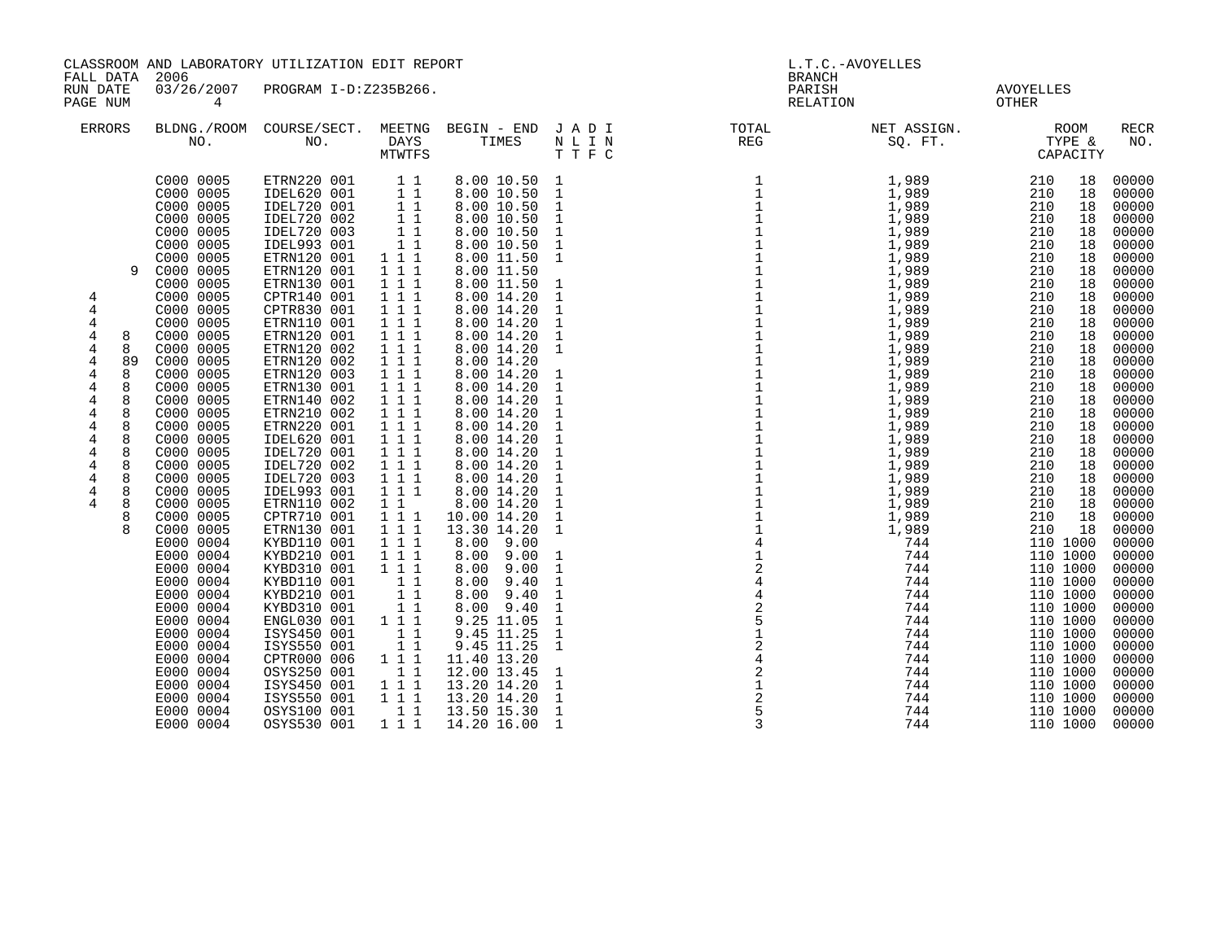CLASSROOM AND LABORATORY UTILIZATION EDIT REPORT
FALL DATA 2006
RUN DATE 03/26/2007 PROGRAM I-D:Z235B266.
PAGE NUM 4

L.T.C.-AVOYELLES
BRANCH
PARISH AVOYELLES
RELATION OTHER

| ERRORS | | BLDNG./ROOM NO. | COURSE/SECT. NO. | MEETNG DAYS MTWTFS | BEGIN - END TIMES | J A D I N L I N T T F C | TOTAL REG | NET ASSIGN. SQ. FT. | ROOM TYPE & CAPACITY | | RECR NO. |
|---|---|---|---|---|---|---|---|---|---|---|---|
| | | C000 0005 | ETRN220 001 | 1 1 | 8.00 10.50 | 1 | 1 | 1,989 | 210 | 18 | 00000 |
| | | C000 0005 | IDEL620 001 | 1 1 | 8.00 10.50 | 1 | 1 | 1,989 | 210 | 18 | 00000 |
| | | C000 0005 | IDEL720 001 | 1 1 | 8.00 10.50 | 1 | 1 | 1,989 | 210 | 18 | 00000 |
| | | C000 0005 | IDEL720 002 | 1 1 | 8.00 10.50 | 1 | 1 | 1,989 | 210 | 18 | 00000 |
| | | C000 0005 | IDEL720 003 | 1 1 | 8.00 10.50 | 1 | 1 | 1,989 | 210 | 18 | 00000 |
| | | C000 0005 | IDEL993 001 | 1 1 | 8.00 10.50 | 1 | 1 | 1,989 | 210 | 18 | 00000 |
| | | C000 0005 | ETRN120 001 | 1 1 1 | 8.00 11.50 | 1 | 1 | 1,989 | 210 | 18 | 00000 |
| | 9 | C000 0005 | ETRN120 001 | 1 1 1 | 8.00 11.50 | | 1 | 1,989 | 210 | 18 | 00000 |
| | | C000 0005 | ETRN130 001 | 1 1 1 | 8.00 11.50 | 1 | 1 | 1,989 | 210 | 18 | 00000 |
| 4 | | C000 0005 | CPTR140 001 | 1 1 1 | 8.00 14.20 | 1 | 1 | 1,989 | 210 | 18 | 00000 |
| 4 | | C000 0005 | CPTR830 001 | 1 1 1 | 8.00 14.20 | 1 | 1 | 1,989 | 210 | 18 | 00000 |
| 4 | | C000 0005 | ETRN110 001 | 1 1 1 | 8.00 14.20 | 1 | 1 | 1,989 | 210 | 18 | 00000 |
| 4 | 8 | C000 0005 | ETRN120 001 | 1 1 1 | 8.00 14.20 | 1 | 1 | 1,989 | 210 | 18 | 00000 |
| 4 | 8 | C000 0005 | ETRN120 002 | 1 1 1 | 8.00 14.20 | 1 | 1 | 1,989 | 210 | 18 | 00000 |
| 4 | 89 | C000 0005 | ETRN120 002 | 1 1 1 | 8.00 14.20 | | 1 | 1,989 | 210 | 18 | 00000 |
| 4 | 8 | C000 0005 | ETRN120 003 | 1 1 1 | 8.00 14.20 | 1 | 1 | 1,989 | 210 | 18 | 00000 |
| 4 | 8 | C000 0005 | ETRN130 001 | 1 1 1 | 8.00 14.20 | 1 | 1 | 1,989 | 210 | 18 | 00000 |
| 4 | 8 | C000 0005 | ETRN140 002 | 1 1 1 | 8.00 14.20 | 1 | 1 | 1,989 | 210 | 18 | 00000 |
| 4 | 8 | C000 0005 | ETRN210 002 | 1 1 1 | 8.00 14.20 | 1 | 1 | 1,989 | 210 | 18 | 00000 |
| 4 | 8 | C000 0005 | ETRN220 001 | 1 1 1 | 8.00 14.20 | 1 | 1 | 1,989 | 210 | 18 | 00000 |
| 4 | 8 | C000 0005 | IDEL620 001 | 1 1 1 | 8.00 14.20 | 1 | 1 | 1,989 | 210 | 18 | 00000 |
| 4 | 8 | C000 0005 | IDEL720 001 | 1 1 1 | 8.00 14.20 | 1 | 1 | 1,989 | 210 | 18 | 00000 |
| 4 | 8 | C000 0005 | IDEL720 002 | 1 1 1 | 8.00 14.20 | 1 | 1 | 1,989 | 210 | 18 | 00000 |
| 4 | 8 | C000 0005 | IDEL720 003 | 1 1 1 | 8.00 14.20 | 1 | 1 | 1,989 | 210 | 18 | 00000 |
| 4 | 8 | C000 0005 | IDEL993 001 | 1 1 1 | 8.00 14.20 | 1 | 1 | 1,989 | 210 | 18 | 00000 |
| 4 | 8 | C000 0005 | ETRN110 002 | 1 1 | 8.00 14.20 | 1 | 1 | 1,989 | 210 | 18 | 00000 |
| | 8 | C000 0005 | CPTR710 001 | 1 1 1 | 10.00 14.20 | 1 | 1 | 1,989 | 210 | 18 | 00000 |
| | 8 | C000 0005 | ETRN130 001 | 1 1 1 | 13.30 14.20 | 1 | 1 | 1,989 | 210 | 18 | 00000 |
| | | E000 0004 | KYBD110 001 | 1 1 1 | 8.00 9.00 | | 4 | 744 | 110 | 1000 | 00000 |
| | | E000 0004 | KYBD210 001 | 1 1 1 | 8.00 9.00 | 1 | 1 | 744 | 110 | 1000 | 00000 |
| | | E000 0004 | KYBD310 001 | 1 1 1 | 8.00 9.00 | 1 | 2 | 744 | 110 | 1000 | 00000 |
| | | E000 0004 | KYBD110 001 | 1 1 | 8.00 9.40 | 1 | 4 | 744 | 110 | 1000 | 00000 |
| | | E000 0004 | KYBD210 001 | 1 1 | 8.00 9.40 | 1 | 4 | 744 | 110 | 1000 | 00000 |
| | | E000 0004 | KYBD310 001 | 1 1 | 8.00 9.40 | 1 | 2 | 744 | 110 | 1000 | 00000 |
| | | E000 0004 | ENGL030 001 | 1 1 1 | 9.25 11.05 | 1 | 5 | 744 | 110 | 1000 | 00000 |
| | | E000 0004 | ISYS450 001 | 1 1 | 9.45 11.25 | 1 | 1 | 744 | 110 | 1000 | 00000 |
| | | E000 0004 | ISYS550 001 | 1 1 | 9.45 11.25 | 1 | 2 | 744 | 110 | 1000 | 00000 |
| | | E000 0004 | CPTR000 006 | 1 1 1 | 11.40 13.20 | | 4 | 744 | 110 | 1000 | 00000 |
| | | E000 0004 | OSYS250 001 | 1 1 | 12.00 13.45 | 1 | 2 | 744 | 110 | 1000 | 00000 |
| | | E000 0004 | ISYS450 001 | 1 1 1 | 13.20 14.20 | 1 | 1 | 744 | 110 | 1000 | 00000 |
| | | E000 0004 | ISYS550 001 | 1 1 1 | 13.20 14.20 | 1 | 2 | 744 | 110 | 1000 | 00000 |
| | | E000 0004 | OSYS100 001 | 1 1 | 13.50 15.30 | 1 | 5 | 744 | 110 | 1000 | 00000 |
| | | E000 0004 | OSYS530 001 | 1 1 1 | 14.20 16.00 | 1 | 3 | 744 | 110 | 1000 | 00000 |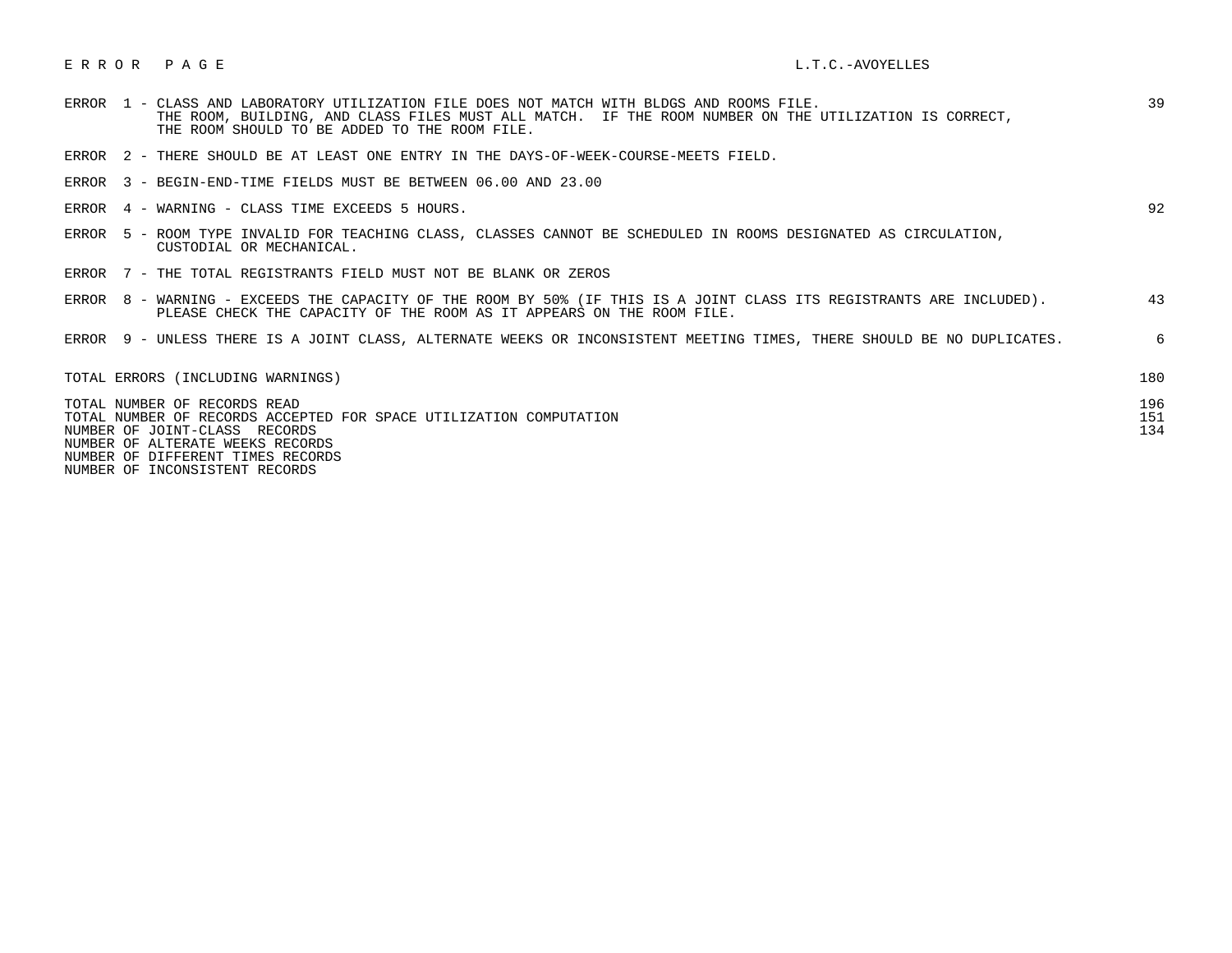# E R R O R   P A G E

L.T.C.-AVOYELLES

| Error | Description | Count |
|---|---|---|
| ERROR 1 | CLASS AND LABORATORY UTILIZATION FILE DOES NOT MATCH WITH BLDGS AND ROOMS FILE. THE ROOM, BUILDING, AND CLASS FILES MUST ALL MATCH. IF THE ROOM NUMBER ON THE UTILIZATION IS CORRECT, THE ROOM SHOULD TO BE ADDED TO THE ROOM FILE. | 39 |
| ERROR 2 | THERE SHOULD BE AT LEAST ONE ENTRY IN THE DAYS-OF-WEEK-COURSE-MEETS FIELD. | |
| ERROR 3 | BEGIN-END-TIME FIELDS MUST BE BETWEEN 06.00 AND 23.00 | |
| ERROR 4 | WARNING - CLASS TIME EXCEEDS 5 HOURS. | 92 |
| ERROR 5 | ROOM TYPE INVALID FOR TEACHING CLASS, CLASSES CANNOT BE SCHEDULED IN ROOMS DESIGNATED AS CIRCULATION, CUSTODIAL OR MECHANICAL. | |
| ERROR 7 | THE TOTAL REGISTRANTS FIELD MUST NOT BE BLANK OR ZEROS | |
| ERROR 8 | WARNING - EXCEEDS THE CAPACITY OF THE ROOM BY 50% (IF THIS IS A JOINT CLASS ITS REGISTRANTS ARE INCLUDED). PLEASE CHECK THE CAPACITY OF THE ROOM AS IT APPEARS ON THE ROOM FILE. | 43 |
| ERROR 9 | UNLESS THERE IS A JOINT CLASS, ALTERNATE WEEKS OR INCONSISTENT MEETING TIMES, THERE SHOULD BE NO DUPLICATES. | 6 |

| | |
|---|---|
| TOTAL ERRORS (INCLUDING WARNINGS) | 180 |
| TOTAL NUMBER OF RECORDS READ | 196 |
| TOTAL NUMBER OF RECORDS ACCEPTED FOR SPACE UTILIZATION COMPUTATION | 151 |
| NUMBER OF JOINT-CLASS RECORDS | 134 |
| NUMBER OF ALTERATE WEEKS RECORDS | |
| NUMBER OF DIFFERENT TIMES RECORDS | |
| NUMBER OF INCONSISTENT RECORDS | |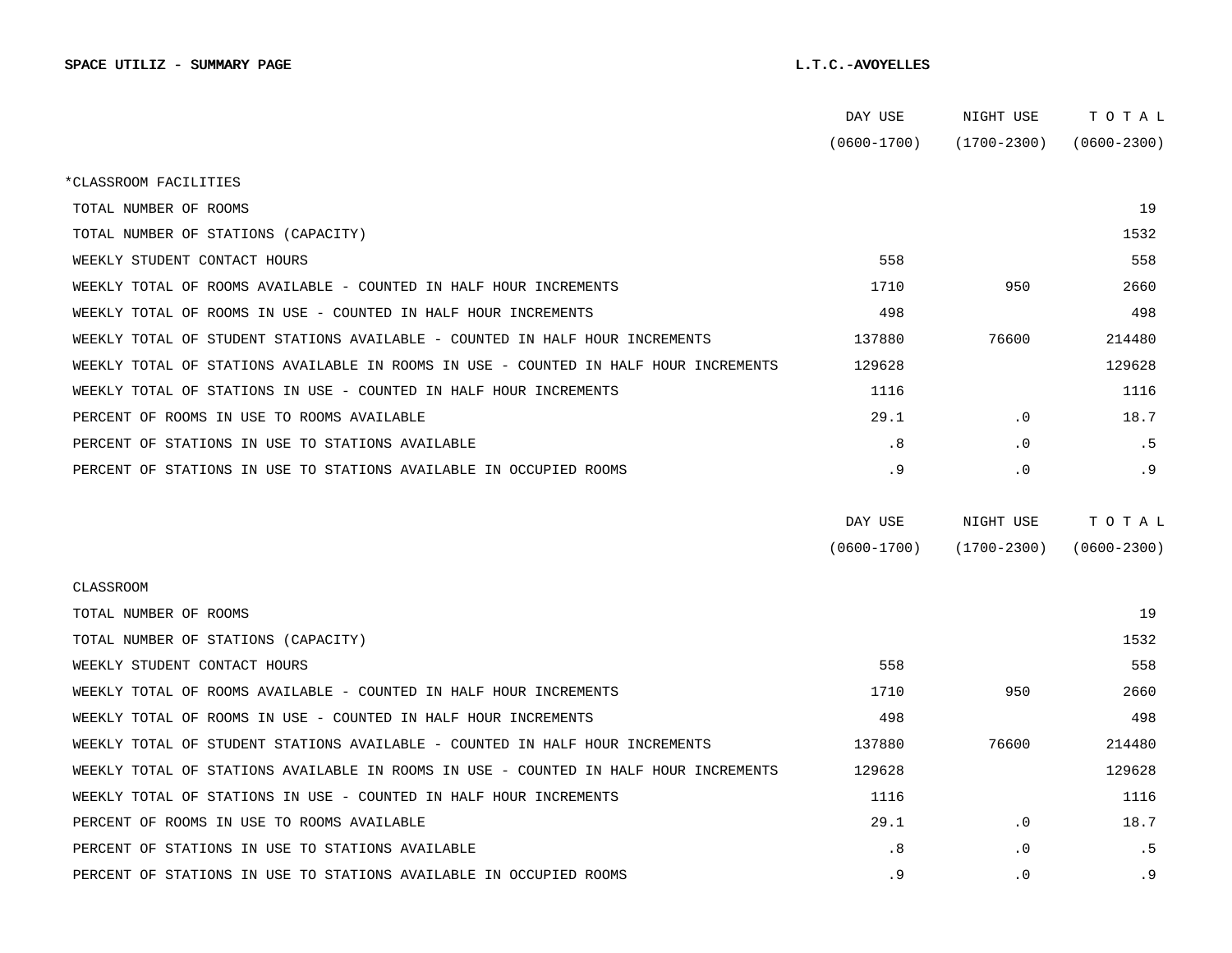**SPACE UTILIZ - SUMMARY PAGE** **L.T.C.-AVOYELLES**

| | DAY USE (0600-1700) | NIGHT USE (1700-2300) | T O T A L (0600-2300) |
|---|---|---|---|
| *CLASSROOM FACILITIES | | | |
| TOTAL NUMBER OF ROOMS | | | 19 |
| TOTAL NUMBER OF STATIONS (CAPACITY) | | | 1532 |
| WEEKLY STUDENT CONTACT HOURS | 558 | | 558 |
| WEEKLY TOTAL OF ROOMS AVAILABLE - COUNTED IN HALF HOUR INCREMENTS | 1710 | 950 | 2660 |
| WEEKLY TOTAL OF ROOMS IN USE - COUNTED IN HALF HOUR INCREMENTS | 498 | | 498 |
| WEEKLY TOTAL OF STUDENT STATIONS AVAILABLE - COUNTED IN HALF HOUR INCREMENTS | 137880 | 76600 | 214480 |
| WEEKLY TOTAL OF STATIONS AVAILABLE IN ROOMS IN USE - COUNTED IN HALF HOUR INCREMENTS | 129628 | | 129628 |
| WEEKLY TOTAL OF STATIONS IN USE - COUNTED IN HALF HOUR INCREMENTS | 1116 | | 1116 |
| PERCENT OF ROOMS IN USE TO ROOMS AVAILABLE | 29.1 | .0 | 18.7 |
| PERCENT OF STATIONS IN USE TO STATIONS AVAILABLE | .8 | .0 | .5 |
| PERCENT OF STATIONS IN USE TO STATIONS AVAILABLE IN OCCUPIED ROOMS | .9 | .0 | .9 |

| | DAY USE (0600-1700) | NIGHT USE (1700-2300) | T O T A L (0600-2300) |
|---|---|---|---|
| CLASSROOM | | | |
| TOTAL NUMBER OF ROOMS | | | 19 |
| TOTAL NUMBER OF STATIONS (CAPACITY) | | | 1532 |
| WEEKLY STUDENT CONTACT HOURS | 558 | | 558 |
| WEEKLY TOTAL OF ROOMS AVAILABLE - COUNTED IN HALF HOUR INCREMENTS | 1710 | 950 | 2660 |
| WEEKLY TOTAL OF ROOMS IN USE - COUNTED IN HALF HOUR INCREMENTS | 498 | | 498 |
| WEEKLY TOTAL OF STUDENT STATIONS AVAILABLE - COUNTED IN HALF HOUR INCREMENTS | 137880 | 76600 | 214480 |
| WEEKLY TOTAL OF STATIONS AVAILABLE IN ROOMS IN USE - COUNTED IN HALF HOUR INCREMENTS | 129628 | | 129628 |
| WEEKLY TOTAL OF STATIONS IN USE - COUNTED IN HALF HOUR INCREMENTS | 1116 | | 1116 |
| PERCENT OF ROOMS IN USE TO ROOMS AVAILABLE | 29.1 | .0 | 18.7 |
| PERCENT OF STATIONS IN USE TO STATIONS AVAILABLE | .8 | .0 | .5 |
| PERCENT OF STATIONS IN USE TO STATIONS AVAILABLE IN OCCUPIED ROOMS | .9 | .0 | .9 |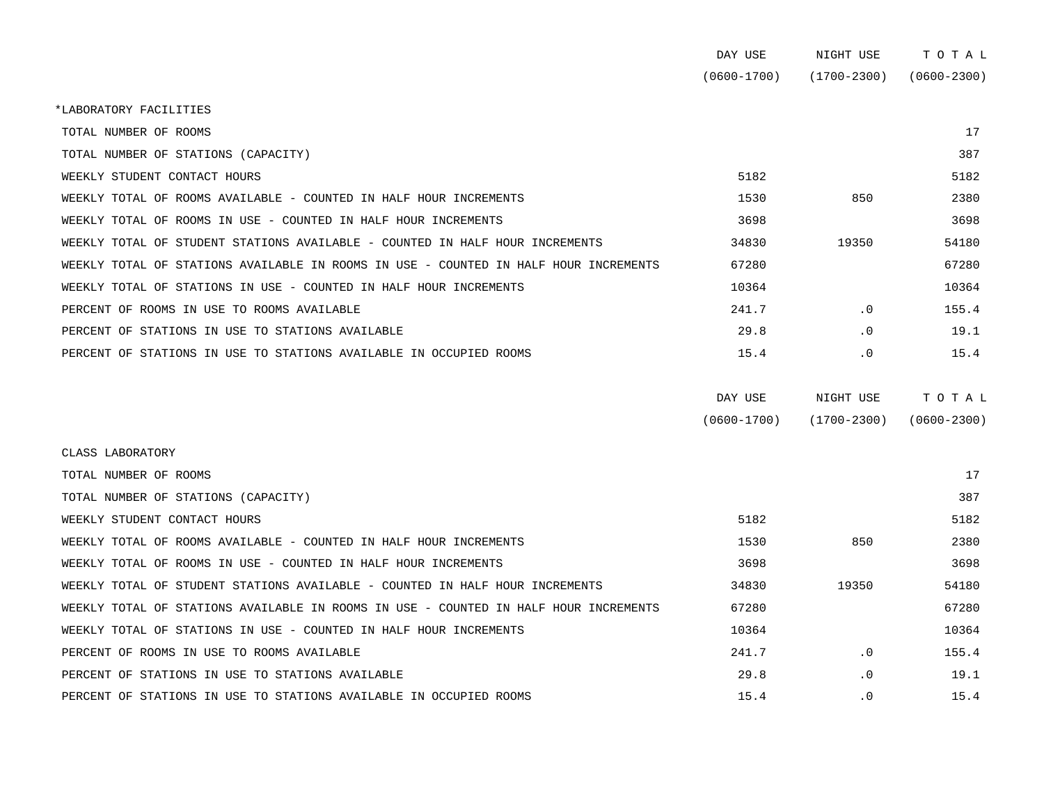| | DAY USE (0600-1700) | NIGHT USE (1700-2300) | T O T A L (0600-2300) |
|---|---|---|---|
| *LABORATORY FACILITIES | | | |
| TOTAL NUMBER OF ROOMS | | | 17 |
| TOTAL NUMBER OF STATIONS (CAPACITY) | | | 387 |
| WEEKLY STUDENT CONTACT HOURS | 5182 | | 5182 |
| WEEKLY TOTAL OF ROOMS AVAILABLE - COUNTED IN HALF HOUR INCREMENTS | 1530 | 850 | 2380 |
| WEEKLY TOTAL OF ROOMS IN USE - COUNTED IN HALF HOUR INCREMENTS | 3698 | | 3698 |
| WEEKLY TOTAL OF STUDENT STATIONS AVAILABLE - COUNTED IN HALF HOUR INCREMENTS | 34830 | 19350 | 54180 |
| WEEKLY TOTAL OF STATIONS AVAILABLE IN ROOMS IN USE - COUNTED IN HALF HOUR INCREMENTS | 67280 | | 67280 |
| WEEKLY TOTAL OF STATIONS IN USE - COUNTED IN HALF HOUR INCREMENTS | 10364 | | 10364 |
| PERCENT OF ROOMS IN USE TO ROOMS AVAILABLE | 241.7 | .0 | 155.4 |
| PERCENT OF STATIONS IN USE TO STATIONS AVAILABLE | 29.8 | .0 | 19.1 |
| PERCENT OF STATIONS IN USE TO STATIONS AVAILABLE IN OCCUPIED ROOMS | 15.4 | .0 | 15.4 |

| | DAY USE (0600-1700) | NIGHT USE (1700-2300) | T O T A L (0600-2300) |
|---|---|---|---|
| CLASS LABORATORY | | | |
| TOTAL NUMBER OF ROOMS | | | 17 |
| TOTAL NUMBER OF STATIONS (CAPACITY) | | | 387 |
| WEEKLY STUDENT CONTACT HOURS | 5182 | | 5182 |
| WEEKLY TOTAL OF ROOMS AVAILABLE - COUNTED IN HALF HOUR INCREMENTS | 1530 | 850 | 2380 |
| WEEKLY TOTAL OF ROOMS IN USE - COUNTED IN HALF HOUR INCREMENTS | 3698 | | 3698 |
| WEEKLY TOTAL OF STUDENT STATIONS AVAILABLE - COUNTED IN HALF HOUR INCREMENTS | 34830 | 19350 | 54180 |
| WEEKLY TOTAL OF STATIONS AVAILABLE IN ROOMS IN USE - COUNTED IN HALF HOUR INCREMENTS | 67280 | | 67280 |
| WEEKLY TOTAL OF STATIONS IN USE - COUNTED IN HALF HOUR INCREMENTS | 10364 | | 10364 |
| PERCENT OF ROOMS IN USE TO ROOMS AVAILABLE | 241.7 | .0 | 155.4 |
| PERCENT OF STATIONS IN USE TO STATIONS AVAILABLE | 29.8 | .0 | 19.1 |
| PERCENT OF STATIONS IN USE TO STATIONS AVAILABLE IN OCCUPIED ROOMS | 15.4 | .0 | 15.4 |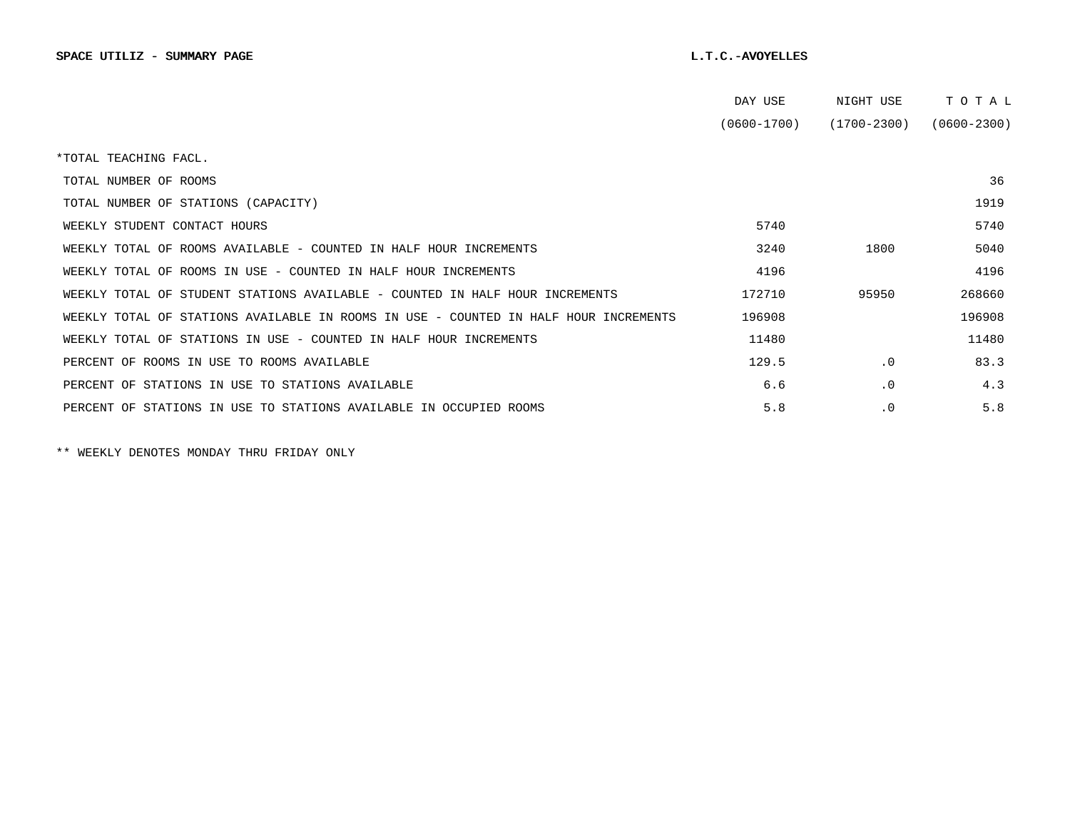**SPACE UTILIZ - SUMMARY PAGE** **L.T.C.-AVOYELLES**

| | DAY USE (0600-1700) | NIGHT USE (1700-2300) | T O T A L (0600-2300) |
|---|---|---|---|
| *TOTAL TEACHING FACL. | | | |
| TOTAL NUMBER OF ROOMS | | | 36 |
| TOTAL NUMBER OF STATIONS (CAPACITY) | | | 1919 |
| WEEKLY STUDENT CONTACT HOURS | 5740 | | 5740 |
| WEEKLY TOTAL OF ROOMS AVAILABLE - COUNTED IN HALF HOUR INCREMENTS | 3240 | 1800 | 5040 |
| WEEKLY TOTAL OF ROOMS IN USE - COUNTED IN HALF HOUR INCREMENTS | 4196 | | 4196 |
| WEEKLY TOTAL OF STUDENT STATIONS AVAILABLE - COUNTED IN HALF HOUR INCREMENTS | 172710 | 95950 | 268660 |
| WEEKLY TOTAL OF STATIONS AVAILABLE IN ROOMS IN USE - COUNTED IN HALF HOUR INCREMENTS | 196908 | | 196908 |
| WEEKLY TOTAL OF STATIONS IN USE - COUNTED IN HALF HOUR INCREMENTS | 11480 | | 11480 |
| PERCENT OF ROOMS IN USE TO ROOMS AVAILABLE | 129.5 | .0 | 83.3 |
| PERCENT OF STATIONS IN USE TO STATIONS AVAILABLE | 6.6 | .0 | 4.3 |
| PERCENT OF STATIONS IN USE TO STATIONS AVAILABLE IN OCCUPIED ROOMS | 5.8 | .0 | 5.8 |

** WEEKLY DENOTES MONDAY THRU FRIDAY ONLY